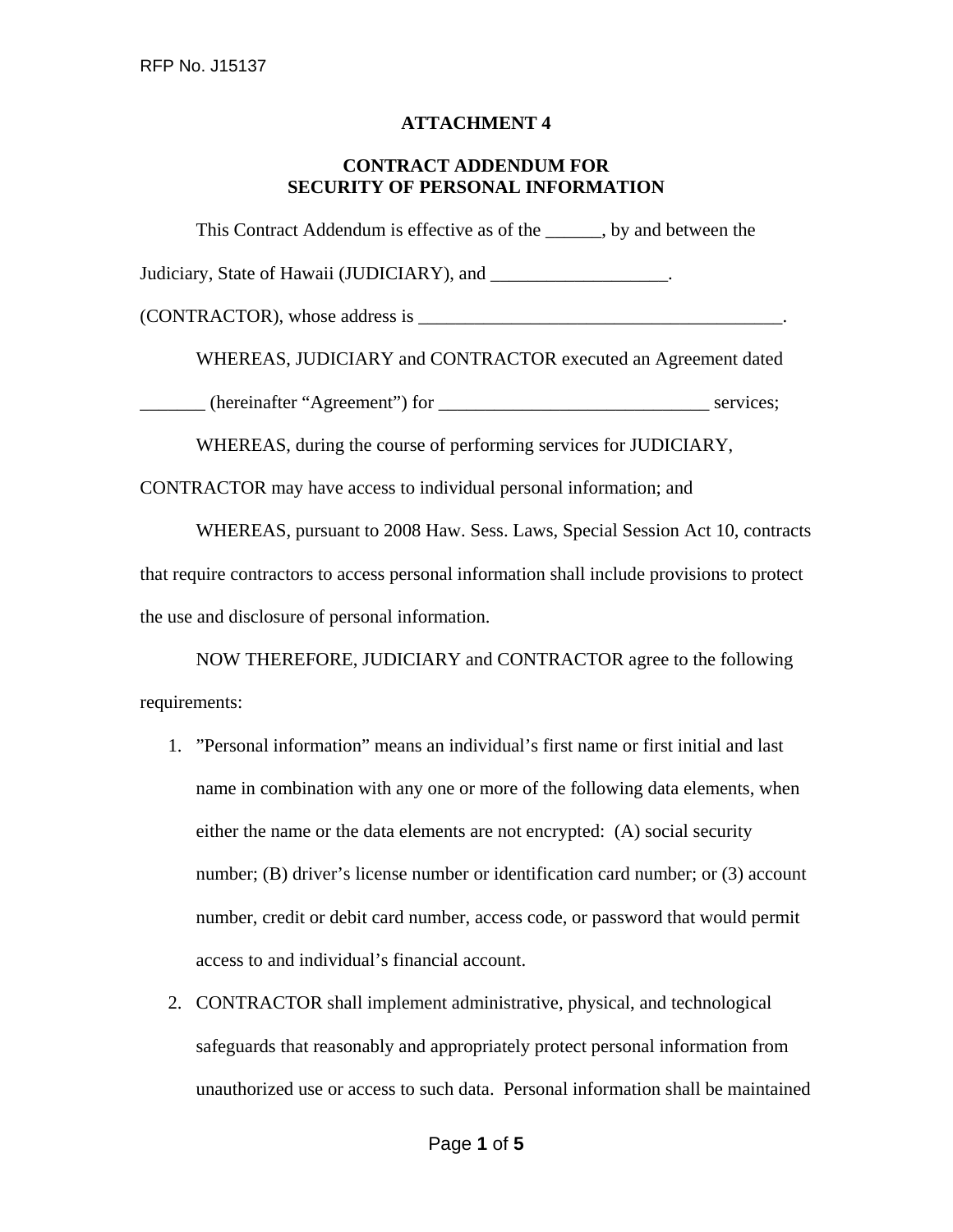# ATTACHMENT 4

## CONTRACT ADDENDUM FOR SECURITY OF PERSONAL INFORMATION

This Contract Addendum is effective as of the ______, by and between the Judiciary, State of Hawaii (JUDICIARY), and ___________________. (CONTRACTOR), whose address is ________________________________________.

WHEREAS, JUDICIARY and CONTRACTOR executed an Agreement dated _______ (hereinafter "Agreement") for _____________________________ services;

WHEREAS, during the course of performing services for JUDICIARY, CONTRACTOR may have access to individual personal information; and

WHEREAS, pursuant to 2008 Haw. Sess. Laws, Special Session Act 10, contracts that require contractors to access personal information shall include provisions to protect the use and disclosure of personal information.

NOW THEREFORE, JUDICIARY and CONTRACTOR agree to the following requirements:

1. "Personal information" means an individual's first name or first initial and last name in combination with any one or more of the following data elements, when either the name or the data elements are not encrypted: (A) social security number; (B) driver's license number or identification card number; or (3) account number, credit or debit card number, access code, or password that would permit access to and individual's financial account.
2. CONTRACTOR shall implement administrative, physical, and technological safeguards that reasonably and appropriately protect personal information from unauthorized use or access to such data. Personal information shall be maintained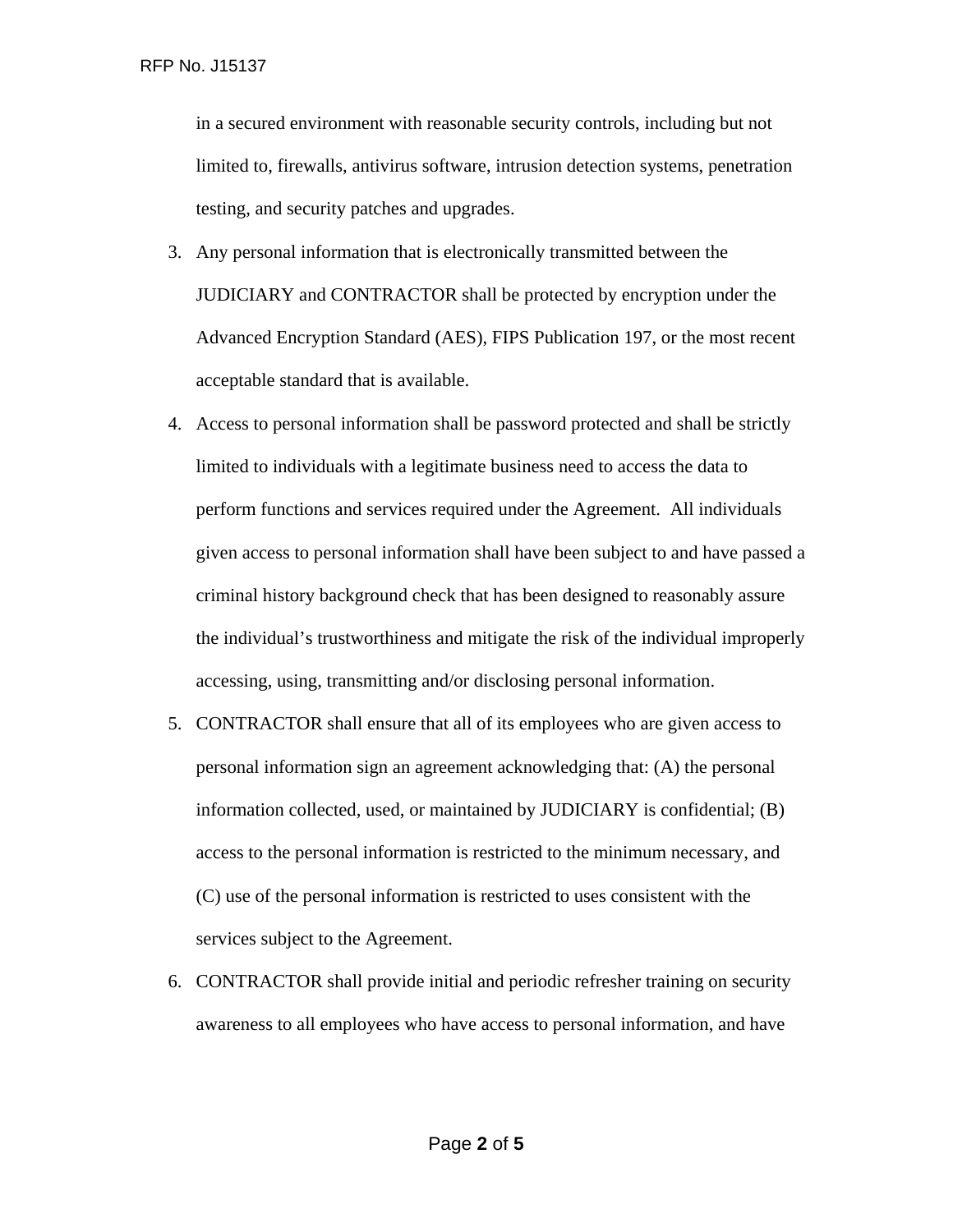in a secured environment with reasonable security controls, including but not limited to, firewalls, antivirus software, intrusion detection systems, penetration testing, and security patches and upgrades.

3. Any personal information that is electronically transmitted between the JUDICIARY and CONTRACTOR shall be protected by encryption under the Advanced Encryption Standard (AES), FIPS Publication 197, or the most recent acceptable standard that is available.
4. Access to personal information shall be password protected and shall be strictly limited to individuals with a legitimate business need to access the data to perform functions and services required under the Agreement. All individuals given access to personal information shall have been subject to and have passed a criminal history background check that has been designed to reasonably assure the individual's trustworthiness and mitigate the risk of the individual improperly accessing, using, transmitting and/or disclosing personal information.
5. CONTRACTOR shall ensure that all of its employees who are given access to personal information sign an agreement acknowledging that: (A) the personal information collected, used, or maintained by JUDICIARY is confidential; (B) access to the personal information is restricted to the minimum necessary, and (C) use of the personal information is restricted to uses consistent with the services subject to the Agreement.
6. CONTRACTOR shall provide initial and periodic refresher training on security awareness to all employees who have access to personal information, and have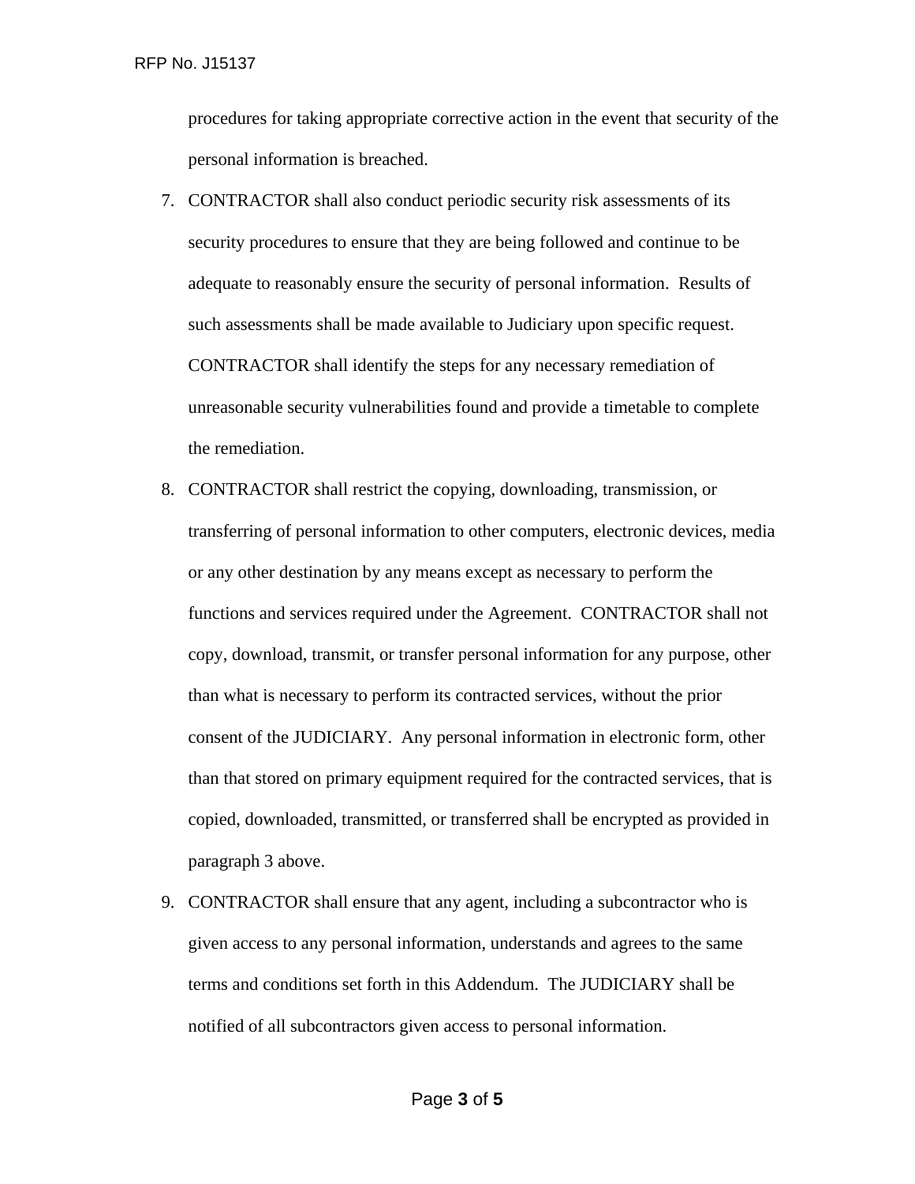procedures for taking appropriate corrective action in the event that security of the personal information is breached.

7. CONTRACTOR shall also conduct periodic security risk assessments of its security procedures to ensure that they are being followed and continue to be adequate to reasonably ensure the security of personal information. Results of such assessments shall be made available to Judiciary upon specific request. CONTRACTOR shall identify the steps for any necessary remediation of unreasonable security vulnerabilities found and provide a timetable to complete the remediation.
8. CONTRACTOR shall restrict the copying, downloading, transmission, or transferring of personal information to other computers, electronic devices, media or any other destination by any means except as necessary to perform the functions and services required under the Agreement. CONTRACTOR shall not copy, download, transmit, or transfer personal information for any purpose, other than what is necessary to perform its contracted services, without the prior consent of the JUDICIARY. Any personal information in electronic form, other than that stored on primary equipment required for the contracted services, that is copied, downloaded, transmitted, or transferred shall be encrypted as provided in paragraph 3 above.
9. CONTRACTOR shall ensure that any agent, including a subcontractor who is given access to any personal information, understands and agrees to the same terms and conditions set forth in this Addendum. The JUDICIARY shall be notified of all subcontractors given access to personal information.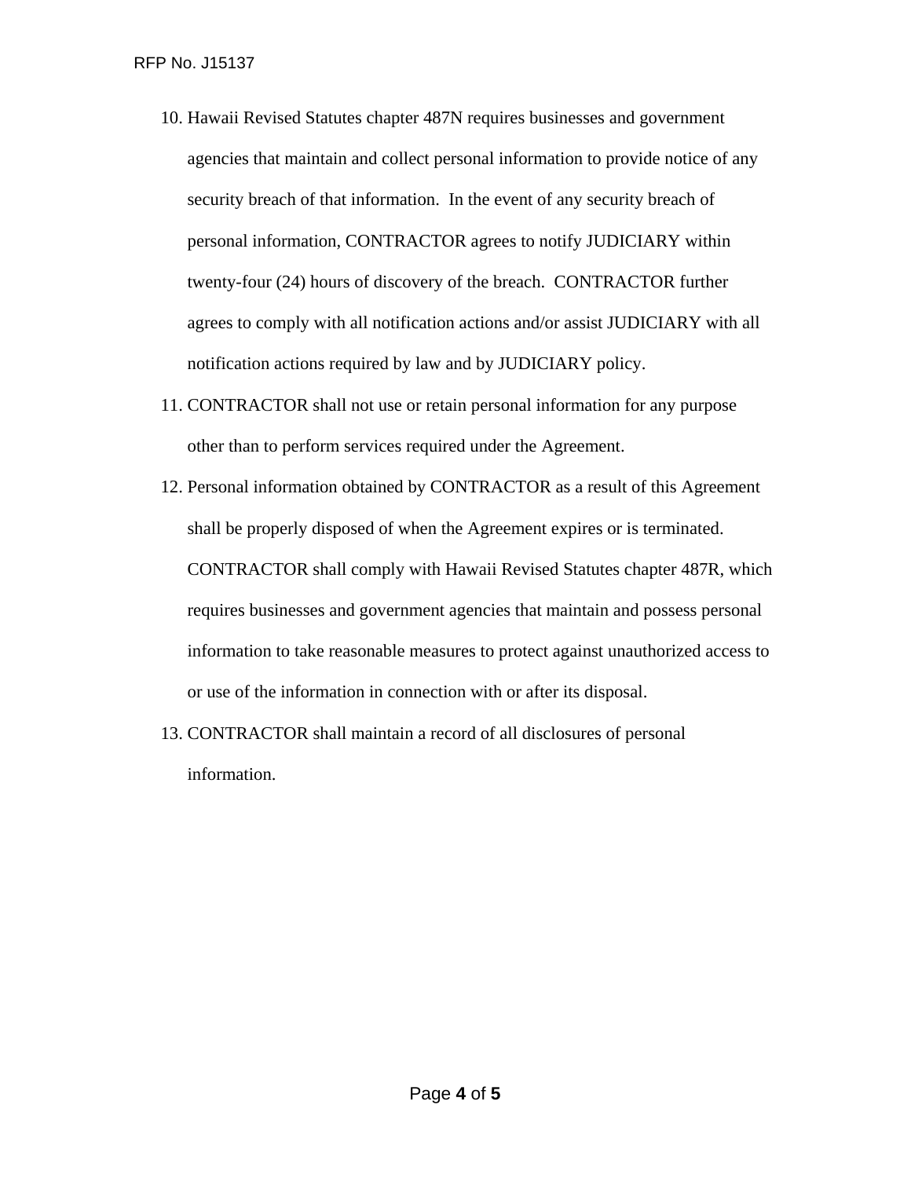10. Hawaii Revised Statutes chapter 487N requires businesses and government agencies that maintain and collect personal information to provide notice of any security breach of that information. In the event of any security breach of personal information, CONTRACTOR agrees to notify JUDICIARY within twenty-four (24) hours of discovery of the breach. CONTRACTOR further agrees to comply with all notification actions and/or assist JUDICIARY with all notification actions required by law and by JUDICIARY policy.
11. CONTRACTOR shall not use or retain personal information for any purpose other than to perform services required under the Agreement.
12. Personal information obtained by CONTRACTOR as a result of this Agreement shall be properly disposed of when the Agreement expires or is terminated. CONTRACTOR shall comply with Hawaii Revised Statutes chapter 487R, which requires businesses and government agencies that maintain and possess personal information to take reasonable measures to protect against unauthorized access to or use of the information in connection with or after its disposal.
13. CONTRACTOR shall maintain a record of all disclosures of personal information.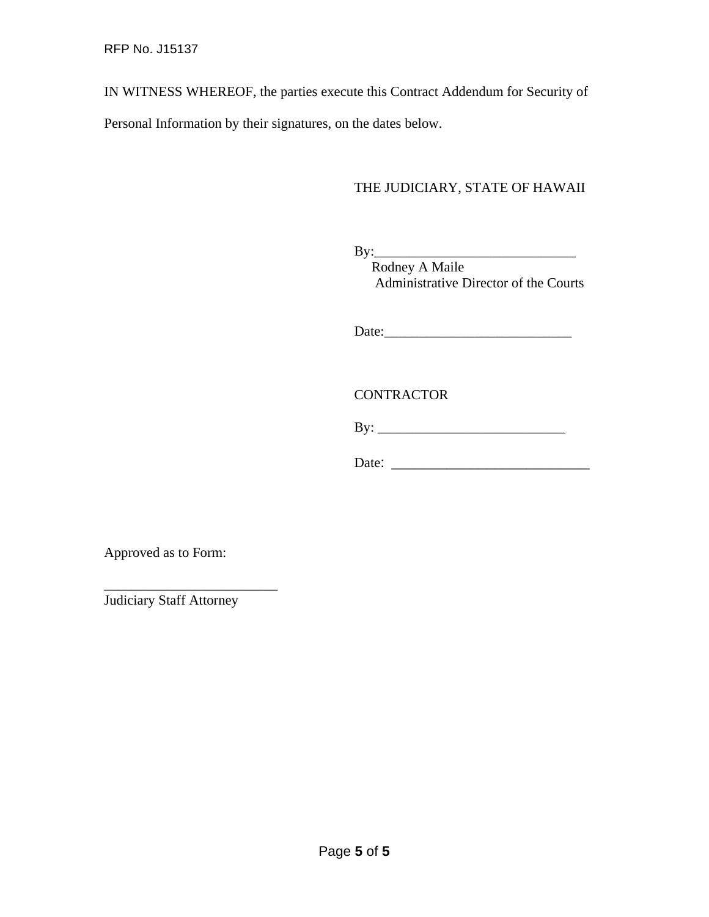IN WITNESS WHEREOF, the parties execute this Contract Addendum for Security of Personal Information by their signatures, on the dates below.

THE JUDICIARY, STATE OF HAWAII

By:______________________________
Rodney A Maile
Administrative Director of the Courts

Date:___________________________

CONTRACTOR

By: ___________________________

Date: _____________________________

Approved as to Form:

_________________________
Judiciary Staff Attorney